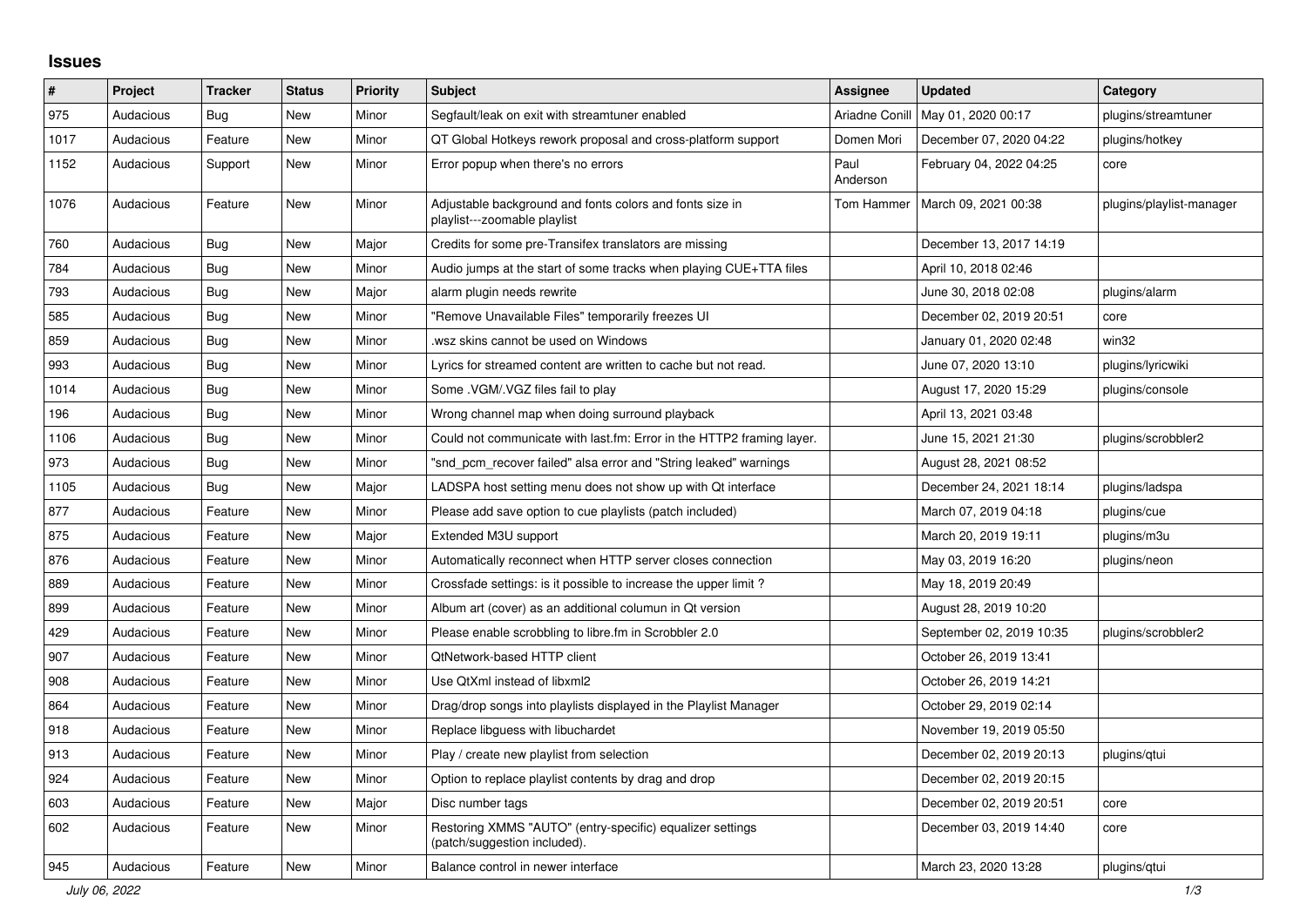# Issues

| # | Project | Tracker | Status | Priority | Subject | Assignee | Updated | Category |
|---|---|---|---|---|---|---|---|---|
| 975 | Audacious | Bug | New | Minor | Segfault/leak on exit with streamtuner enabled | Ariadne Conill | May 01, 2020 00:17 | plugins/streamtuner |
| 1017 | Audacious | Feature | New | Minor | QT Global Hotkeys rework proposal and cross-platform support | Domen Mori | December 07, 2020 04:22 | plugins/hotkey |
| 1152 | Audacious | Support | New | Minor | Error popup when there's no errors | Paul Anderson | February 04, 2022 04:25 | core |
| 1076 | Audacious | Feature | New | Minor | Adjustable background and fonts colors and fonts size in playlist---zoomable playlist | Tom Hammer | March 09, 2021 00:38 | plugins/playlist-manager |
| 760 | Audacious | Bug | New | Major | Credits for some pre-Transifex translators are missing | | December 13, 2017 14:19 | |
| 784 | Audacious | Bug | New | Minor | Audio jumps at the start of some tracks when playing CUE+TTA files | | April 10, 2018 02:46 | |
| 793 | Audacious | Bug | New | Major | alarm plugin needs rewrite | | June 30, 2018 02:08 | plugins/alarm |
| 585 | Audacious | Bug | New | Minor | "Remove Unavailable Files" temporarily freezes UI | | December 02, 2019 20:51 | core |
| 859 | Audacious | Bug | New | Minor | .wsz skins cannot be used on Windows | | January 01, 2020 02:48 | win32 |
| 993 | Audacious | Bug | New | Minor | Lyrics for streamed content are written to cache but not read. | | June 07, 2020 13:10 | plugins/lyricwiki |
| 1014 | Audacious | Bug | New | Minor | Some .VGM/.VGZ files fail to play | | August 17, 2020 15:29 | plugins/console |
| 196 | Audacious | Bug | New | Minor | Wrong channel map when doing surround playback | | April 13, 2021 03:48 | |
| 1106 | Audacious | Bug | New | Minor | Could not communicate with last.fm: Error in the HTTP2 framing layer. | | June 15, 2021 21:30 | plugins/scrobbler2 |
| 973 | Audacious | Bug | New | Minor | "snd_pcm_recover failed" alsa error and "String leaked" warnings | | August 28, 2021 08:52 | |
| 1105 | Audacious | Bug | New | Major | LADSPA host setting menu does not show up with Qt interface | | December 24, 2021 18:14 | plugins/ladspa |
| 877 | Audacious | Feature | New | Minor | Please add save option to cue playlists (patch included) | | March 07, 2019 04:18 | plugins/cue |
| 875 | Audacious | Feature | New | Major | Extended M3U support | | March 20, 2019 19:11 | plugins/m3u |
| 876 | Audacious | Feature | New | Minor | Automatically reconnect when HTTP server closes connection | | May 03, 2019 16:20 | plugins/neon |
| 889 | Audacious | Feature | New | Minor | Crossfade settings: is it possible to increase the upper limit ? | | May 18, 2019 20:49 | |
| 899 | Audacious | Feature | New | Minor | Album art (cover) as an additional columun in Qt version | | August 28, 2019 10:20 | |
| 429 | Audacious | Feature | New | Minor | Please enable scrobbling to libre.fm in Scrobbler 2.0 | | September 02, 2019 10:35 | plugins/scrobbler2 |
| 907 | Audacious | Feature | New | Minor | QtNetwork-based HTTP client | | October 26, 2019 13:41 | |
| 908 | Audacious | Feature | New | Minor | Use QtXml instead of libxml2 | | October 26, 2019 14:21 | |
| 864 | Audacious | Feature | New | Minor | Drag/drop songs into playlists displayed in the Playlist Manager | | October 29, 2019 02:14 | |
| 918 | Audacious | Feature | New | Minor | Replace libguess with libuchardet | | November 19, 2019 05:50 | |
| 913 | Audacious | Feature | New | Minor | Play / create new playlist from selection | | December 02, 2019 20:13 | plugins/qtui |
| 924 | Audacious | Feature | New | Minor | Option to replace playlist contents by drag and drop | | December 02, 2019 20:15 | |
| 603 | Audacious | Feature | New | Major | Disc number tags | | December 02, 2019 20:51 | core |
| 602 | Audacious | Feature | New | Minor | Restoring XMMS "AUTO" (entry-specific) equalizer settings (patch/suggestion included). | | December 03, 2019 14:40 | core |
| 945 | Audacious | Feature | New | Minor | Balance control in newer interface | | March 23, 2020 13:28 | plugins/qtui |

*July 06, 2022*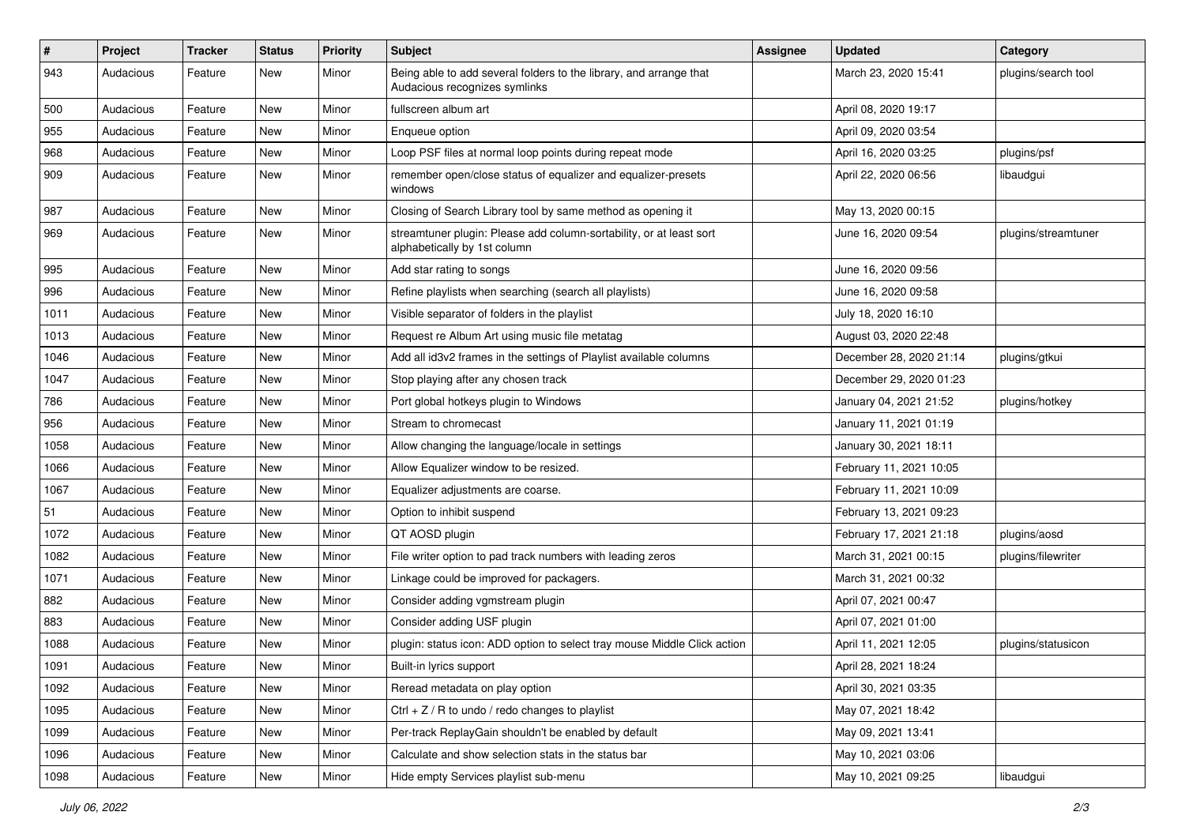| # | Project | Tracker | Status | Priority | Subject | Assignee | Updated | Category |
|---|---|---|---|---|---|---|---|---|
| 943 | Audacious | Feature | New | Minor | Being able to add several folders to the library, and arrange that Audacious recognizes symlinks | | March 23, 2020 15:41 | plugins/search tool |
| 500 | Audacious | Feature | New | Minor | fullscreen album art | | April 08, 2020 19:17 | |
| 955 | Audacious | Feature | New | Minor | Enqueue option | | April 09, 2020 03:54 | |
| 968 | Audacious | Feature | New | Minor | Loop PSF files at normal loop points during repeat mode | | April 16, 2020 03:25 | plugins/psf |
| 909 | Audacious | Feature | New | Minor | remember open/close status of equalizer and equalizer-presets windows | | April 22, 2020 06:56 | libaudgui |
| 987 | Audacious | Feature | New | Minor | Closing of Search Library tool by same method as opening it | | May 13, 2020 00:15 | |
| 969 | Audacious | Feature | New | Minor | streamtuner plugin: Please add column-sortability, or at least sort alphabetically by 1st column | | June 16, 2020 09:54 | plugins/streamtuner |
| 995 | Audacious | Feature | New | Minor | Add star rating to songs | | June 16, 2020 09:56 | |
| 996 | Audacious | Feature | New | Minor | Refine playlists when searching (search all playlists) | | June 16, 2020 09:58 | |
| 1011 | Audacious | Feature | New | Minor | Visible separator of folders in the playlist | | July 18, 2020 16:10 | |
| 1013 | Audacious | Feature | New | Minor | Request re Album Art using music file metatag | | August 03, 2020 22:48 | |
| 1046 | Audacious | Feature | New | Minor | Add all id3v2 frames in the settings of Playlist available columns | | December 28, 2020 21:14 | plugins/gtkui |
| 1047 | Audacious | Feature | New | Minor | Stop playing after any chosen track | | December 29, 2020 01:23 | |
| 786 | Audacious | Feature | New | Minor | Port global hotkeys plugin to Windows | | January 04, 2021 21:52 | plugins/hotkey |
| 956 | Audacious | Feature | New | Minor | Stream to chromecast | | January 11, 2021 01:19 | |
| 1058 | Audacious | Feature | New | Minor | Allow changing the language/locale in settings | | January 30, 2021 18:11 | |
| 1066 | Audacious | Feature | New | Minor | Allow Equalizer window to be resized. | | February 11, 2021 10:05 | |
| 1067 | Audacious | Feature | New | Minor | Equalizer adjustments are coarse. | | February 11, 2021 10:09 | |
| 51 | Audacious | Feature | New | Minor | Option to inhibit suspend | | February 13, 2021 09:23 | |
| 1072 | Audacious | Feature | New | Minor | QT AOSD plugin | | February 17, 2021 21:18 | plugins/aosd |
| 1082 | Audacious | Feature | New | Minor | File writer option to pad track numbers with leading zeros | | March 31, 2021 00:15 | plugins/filewriter |
| 1071 | Audacious | Feature | New | Minor | Linkage could be improved for packagers. | | March 31, 2021 00:32 | |
| 882 | Audacious | Feature | New | Minor | Consider adding vgmstream plugin | | April 07, 2021 00:47 | |
| 883 | Audacious | Feature | New | Minor | Consider adding USF plugin | | April 07, 2021 01:00 | |
| 1088 | Audacious | Feature | New | Minor | plugin: status icon: ADD option to select tray mouse Middle Click action | | April 11, 2021 12:05 | plugins/statusicon |
| 1091 | Audacious | Feature | New | Minor | Built-in lyrics support | | April 28, 2021 18:24 | |
| 1092 | Audacious | Feature | New | Minor | Reread metadata on play option | | April 30, 2021 03:35 | |
| 1095 | Audacious | Feature | New | Minor | Ctrl + Z / R to undo / redo changes to playlist | | May 07, 2021 18:42 | |
| 1099 | Audacious | Feature | New | Minor | Per-track ReplayGain shouldn't be enabled by default | | May 09, 2021 13:41 | |
| 1096 | Audacious | Feature | New | Minor | Calculate and show selection stats in the status bar | | May 10, 2021 03:06 | |
| 1098 | Audacious | Feature | New | Minor | Hide empty Services playlist sub-menu | | May 10, 2021 09:25 | libaudgui |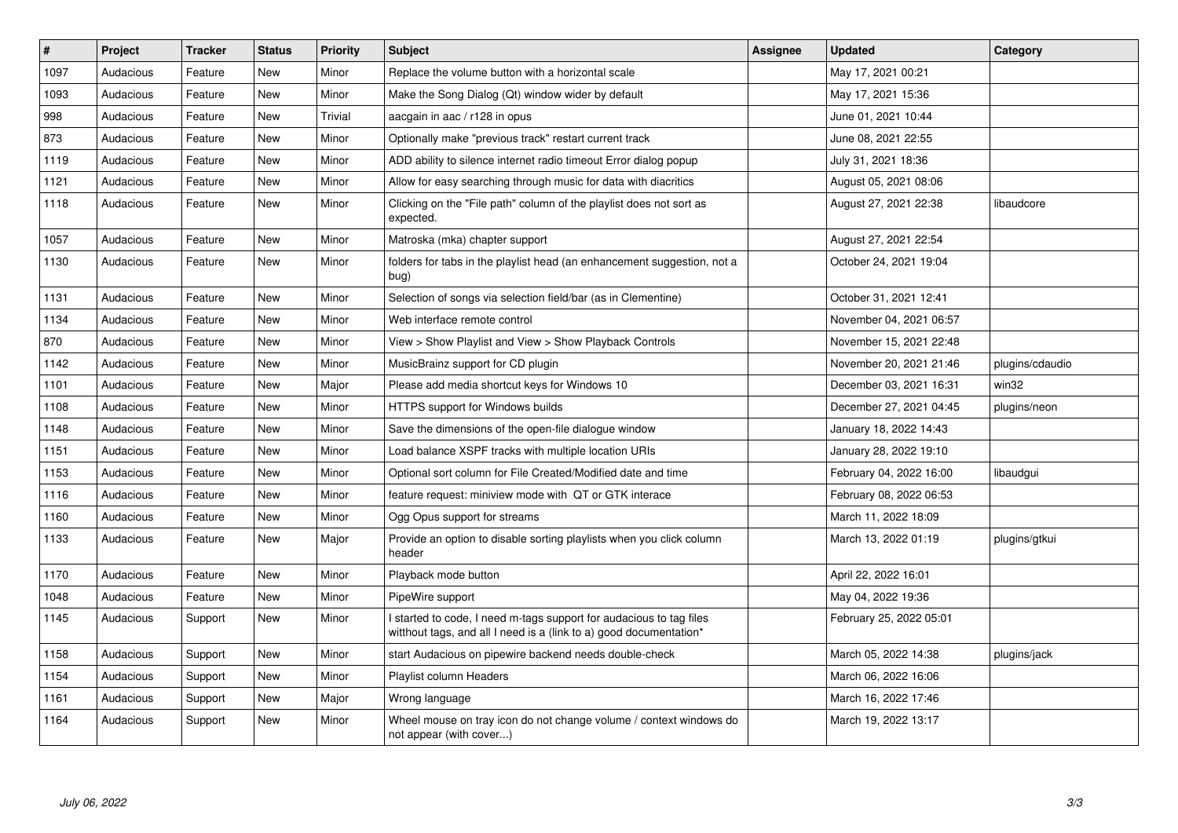| # | Project | Tracker | Status | Priority | Subject | Assignee | Updated | Category |
|---|---|---|---|---|---|---|---|---|
| 1097 | Audacious | Feature | New | Minor | Replace the volume button with a horizontal scale | | May 17, 2021 00:21 | |
| 1093 | Audacious | Feature | New | Minor | Make the Song Dialog (Qt) window wider by default | | May 17, 2021 15:36 | |
| 998 | Audacious | Feature | New | Trivial | aacgain in aac / r128 in opus | | June 01, 2021 10:44 | |
| 873 | Audacious | Feature | New | Minor | Optionally make "previous track" restart current track | | June 08, 2021 22:55 | |
| 1119 | Audacious | Feature | New | Minor | ADD ability to silence internet radio timeout Error dialog popup | | July 31, 2021 18:36 | |
| 1121 | Audacious | Feature | New | Minor | Allow for easy searching through music for data with diacritics | | August 05, 2021 08:06 | |
| 1118 | Audacious | Feature | New | Minor | Clicking on the "File path" column of the playlist does not sort as expected. | | August 27, 2021 22:38 | libaudcore |
| 1057 | Audacious | Feature | New | Minor | Matroska (mka) chapter support | | August 27, 2021 22:54 | |
| 1130 | Audacious | Feature | New | Minor | folders for tabs in the playlist head (an enhancement suggestion, not a bug) | | October 24, 2021 19:04 | |
| 1131 | Audacious | Feature | New | Minor | Selection of songs via selection field/bar (as in Clementine) | | October 31, 2021 12:41 | |
| 1134 | Audacious | Feature | New | Minor | Web interface remote control | | November 04, 2021 06:57 | |
| 870 | Audacious | Feature | New | Minor | View > Show Playlist and View > Show Playback Controls | | November 15, 2021 22:48 | |
| 1142 | Audacious | Feature | New | Minor | MusicBrainz support for CD plugin | | November 20, 2021 21:46 | plugins/cdaudio |
| 1101 | Audacious | Feature | New | Major | Please add media shortcut keys for Windows 10 | | December 03, 2021 16:31 | win32 |
| 1108 | Audacious | Feature | New | Minor | HTTPS support for Windows builds | | December 27, 2021 04:45 | plugins/neon |
| 1148 | Audacious | Feature | New | Minor | Save the dimensions of the open-file dialogue window | | January 18, 2022 14:43 | |
| 1151 | Audacious | Feature | New | Minor | Load balance XSPF tracks with multiple location URIs | | January 28, 2022 19:10 | |
| 1153 | Audacious | Feature | New | Minor | Optional sort column for File Created/Modified date and time | | February 04, 2022 16:00 | libaudgui |
| 1116 | Audacious | Feature | New | Minor | feature request: miniview mode with QT or GTK interace | | February 08, 2022 06:53 | |
| 1160 | Audacious | Feature | New | Minor | Ogg Opus support for streams | | March 11, 2022 18:09 | |
| 1133 | Audacious | Feature | New | Major | Provide an option to disable sorting playlists when you click column header | | March 13, 2022 01:19 | plugins/gtkui |
| 1170 | Audacious | Feature | New | Minor | Playback mode button | | April 22, 2022 16:01 | |
| 1048 | Audacious | Feature | New | Minor | PipeWire support | | May 04, 2022 19:36 | |
| 1145 | Audacious | Support | New | Minor | I started to code, I need m-tags support for audacious to tag files witthout tags, and all I need is a (link to a) good documentation* | | February 25, 2022 05:01 | |
| 1158 | Audacious | Support | New | Minor | start Audacious on pipewire backend needs double-check | | March 05, 2022 14:38 | plugins/jack |
| 1154 | Audacious | Support | New | Minor | Playlist column Headers | | March 06, 2022 16:06 | |
| 1161 | Audacious | Support | New | Major | Wrong language | | March 16, 2022 17:46 | |
| 1164 | Audacious | Support | New | Minor | Wheel mouse on tray icon do not change volume / context windows do not appear (with cover...) | | March 19, 2022 13:17 | |

*July 06, 2022*